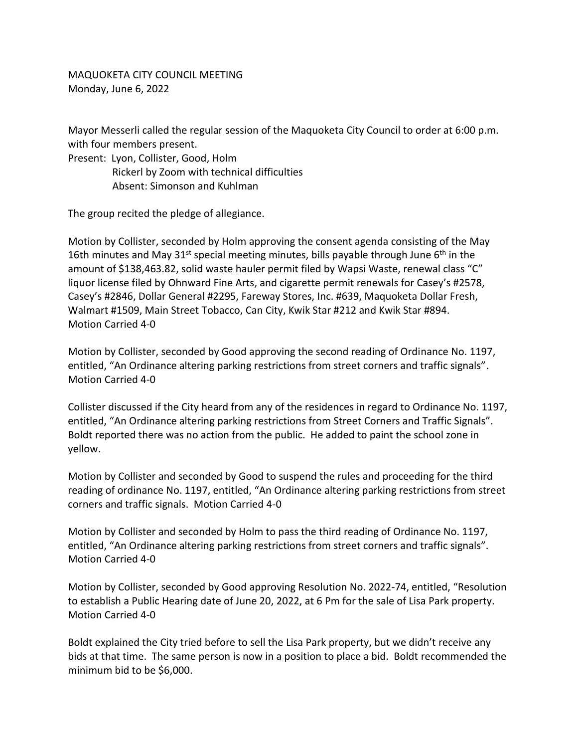MAQUOKETA CITY COUNCIL MEETING
Monday, June 6, 2022

Mayor Messerli called the regular session of the Maquoketa City Council to order at 6:00 p.m. with four members present.
Present: Lyon, Collister, Good, Holm
Rickerl by Zoom with technical difficulties
Absent: Simonson and Kuhlman

The group recited the pledge of allegiance.

Motion by Collister, seconded by Holm approving the consent agenda consisting of the May 16th minutes and May 31st special meeting minutes, bills payable through June 6th in the amount of $138,463.82, solid waste hauler permit filed by Wapsi Waste, renewal class "C" liquor license filed by Ohnward Fine Arts, and cigarette permit renewals for Casey's #2578, Casey's #2846, Dollar General #2295, Fareway Stores, Inc. #639, Maquoketa Dollar Fresh, Walmart #1509, Main Street Tobacco, Can City, Kwik Star #212 and Kwik Star #894.
Motion Carried 4-0

Motion by Collister, seconded by Good approving the second reading of Ordinance No. 1197, entitled, "An Ordinance altering parking restrictions from street corners and traffic signals".
Motion Carried 4-0

Collister discussed if the City heard from any of the residences in regard to Ordinance No. 1197, entitled, "An Ordinance altering parking restrictions from Street Corners and Traffic Signals". Boldt reported there was no action from the public. He added to paint the school zone in yellow.

Motion by Collister and seconded by Good to suspend the rules and proceeding for the third reading of ordinance No. 1197, entitled, "An Ordinance altering parking restrictions from street corners and traffic signals. Motion Carried 4-0

Motion by Collister and seconded by Holm to pass the third reading of Ordinance No. 1197, entitled, "An Ordinance altering parking restrictions from street corners and traffic signals".
Motion Carried 4-0

Motion by Collister, seconded by Good approving Resolution No. 2022-74, entitled, "Resolution to establish a Public Hearing date of June 20, 2022, at 6 Pm for the sale of Lisa Park property.
Motion Carried 4-0

Boldt explained the City tried before to sell the Lisa Park property, but we didn't receive any bids at that time. The same person is now in a position to place a bid. Boldt recommended the minimum bid to be $6,000.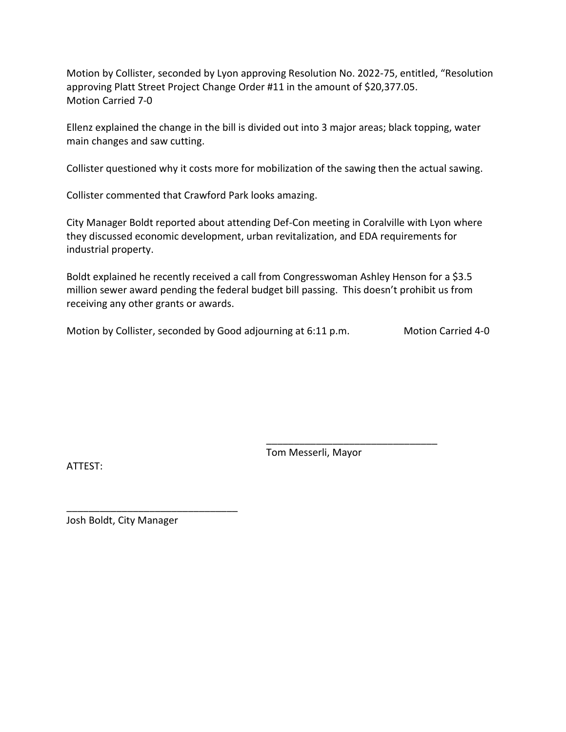Motion by Collister, seconded by Lyon approving Resolution No. 2022-75, entitled, "Resolution approving Platt Street Project Change Order #11 in the amount of $20,377.05.
Motion Carried 7-0

Ellenz explained the change in the bill is divided out into 3 major areas; black topping, water main changes and saw cutting.

Collister questioned why it costs more for mobilization of the sawing then the actual sawing.

Collister commented that Crawford Park looks amazing.

City Manager Boldt reported about attending Def-Con meeting in Coralville with Lyon where they discussed economic development, urban revitalization, and EDA requirements for industrial property.

Boldt explained he recently received a call from Congresswoman Ashley Henson for a $3.5 million sewer award pending the federal budget bill passing. This doesn't prohibit us from receiving any other grants or awards.

Motion by Collister, seconded by Good adjourning at 6:11 p.m. Motion Carried 4-0

_______________________________
Tom Messerli, Mayor

ATTEST:

_______________________________
Josh Boldt, City Manager